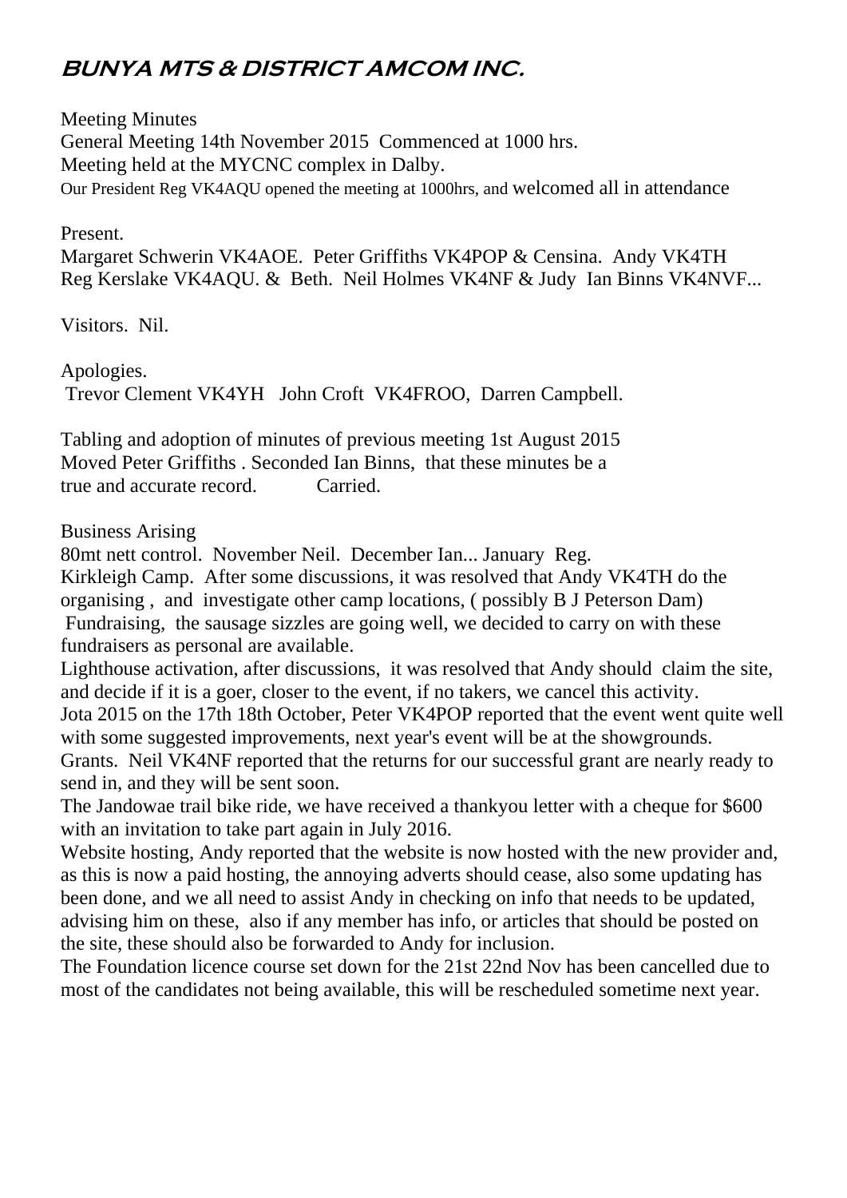# BUNYA MTS & DISTRICT AMCOM INC.

Meeting Minutes
General Meeting 14th November 2015 Commenced at 1000 hrs.
Meeting held at the MYCNC complex in Dalby.
Our President Reg VK4AQU opened the meeting at 1000hrs, and welcomed all in attendance

Present.
Margaret Schwerin VK4AOE. Peter Griffiths VK4POP & Censina. Andy VK4TH
Reg Kerslake VK4AQU. & Beth. Neil Holmes VK4NF & Judy Ian Binns VK4NVF...

Visitors. Nil.

Apologies.
Trevor Clement VK4YH John Croft VK4FROO, Darren Campbell.

Tabling and adoption of minutes of previous meeting 1st August 2015
Moved Peter Griffiths . Seconded Ian Binns, that these minutes be a
true and accurate record. Carried.

Business Arising
80mt nett control. November Neil. December Ian... January Reg.
Kirkleigh Camp. After some discussions, it was resolved that Andy VK4TH do the organising , and investigate other camp locations, ( possibly B J Peterson Dam)
Fundraising, the sausage sizzles are going well, we decided to carry on with these fundraisers as personal are available.
Lighthouse activation, after discussions, it was resolved that Andy should claim the site, and decide if it is a goer, closer to the event, if no takers, we cancel this activity.
Jota 2015 on the 17th 18th October, Peter VK4POP reported that the event went quite well with some suggested improvements, next year's event will be at the showgrounds.
Grants. Neil VK4NF reported that the returns for our successful grant are nearly ready to send in, and they will be sent soon.
The Jandowae trail bike ride, we have received a thankyou letter with a cheque for $600 with an invitation to take part again in July 2016.
Website hosting, Andy reported that the website is now hosted with the new provider and, as this is now a paid hosting, the annoying adverts should cease, also some updating has been done, and we all need to assist Andy in checking on info that needs to be updated, advising him on these, also if any member has info, or articles that should be posted on the site, these should also be forwarded to Andy for inclusion.
The Foundation licence course set down for the 21st 22nd Nov has been cancelled due to most of the candidates not being available, this will be rescheduled sometime next year.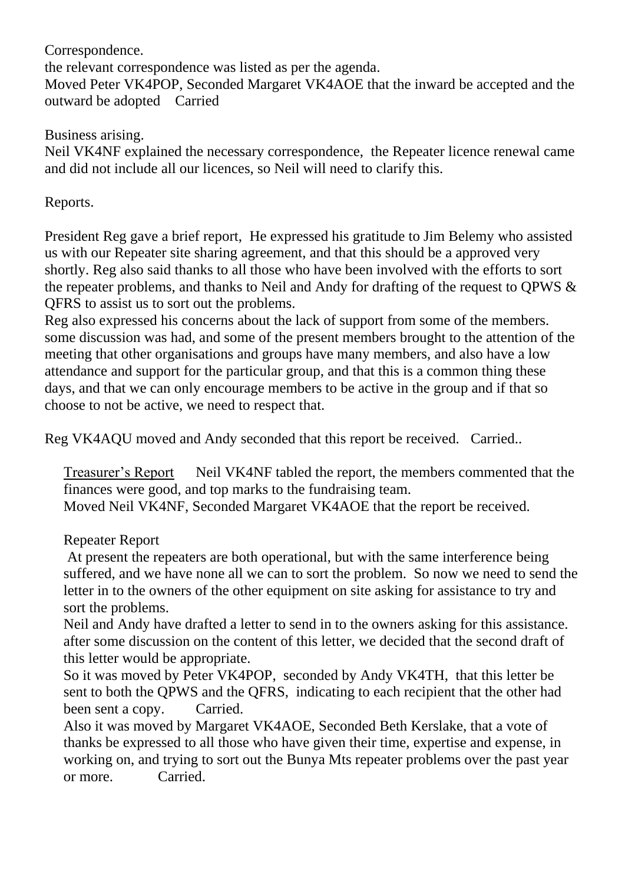Correspondence.

the relevant correspondence was listed as per the agenda.

Moved Peter VK4POP, Seconded Margaret VK4AOE that the inward be accepted and the outward be adopted   Carried

Business arising.

Neil VK4NF explained the necessary correspondence, the Repeater licence renewal came and did not include all our licences, so Neil will need to clarify this.

Reports.

President Reg gave a brief report, He expressed his gratitude to Jim Belemy who assisted us with our Repeater site sharing agreement, and that this should be a approved very shortly. Reg also said thanks to all those who have been involved with the efforts to sort the repeater problems, and thanks to Neil and Andy for drafting of the request to QPWS & QFRS to assist us to sort out the problems.

Reg also expressed his concerns about the lack of support from some of the members. some discussion was had, and some of the present members brought to the attention of the meeting that other organisations and groups have many members, and also have a low attendance and support for the particular group, and that this is a common thing these days, and that we can only encourage members to be active in the group and if that so choose to not be active, we need to respect that.

Reg VK4AQU moved and Andy seconded that this report be received.   Carried..

<u>Treasurer's Report</u>   Neil VK4NF tabled the report, the members commented that the finances were good, and top marks to the fundraising team.

Moved Neil VK4NF, Seconded Margaret VK4AOE that the report be received.

Repeater Report

At present the repeaters are both operational, but with the same interference being suffered, and we have none all we can to sort the problem. So now we need to send the letter in to the owners of the other equipment on site asking for assistance to try and sort the problems.

Neil and Andy have drafted a letter to send in to the owners asking for this assistance. after some discussion on the content of this letter, we decided that the second draft of this letter would be appropriate.

So it was moved by Peter VK4POP, seconded by Andy VK4TH, that this letter be sent to both the QPWS and the QFRS, indicating to each recipient that the other had been sent a copy.   Carried.

Also it was moved by Margaret VK4AOE, Seconded Beth Kerslake, that a vote of thanks be expressed to all those who have given their time, expertise and expense, in working on, and trying to sort out the Bunya Mts repeater problems over the past year or more.   Carried.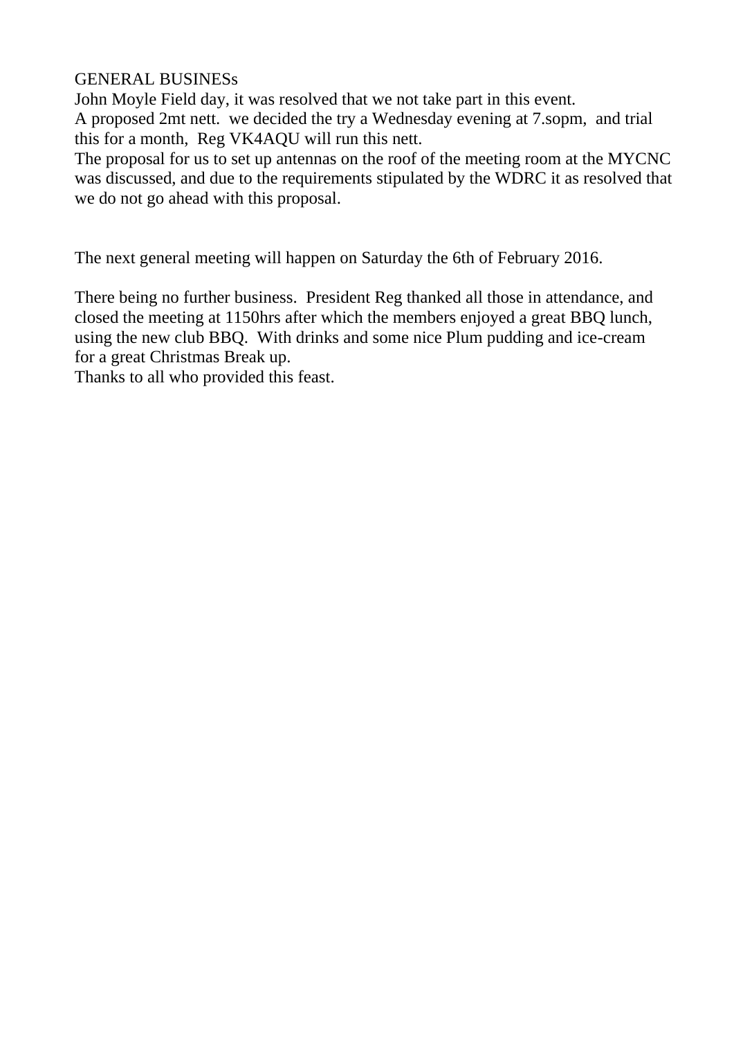GENERAL BUSINESs

John Moyle Field day, it was resolved that we not take part in this event.

A proposed 2mt nett. we decided the try a Wednesday evening at 7.sopm, and trial this for a month, Reg VK4AQU will run this nett.

The proposal for us to set up antennas on the roof of the meeting room at the MYCNC was discussed, and due to the requirements stipulated by the WDRC it as resolved that we do not go ahead with this proposal.

The next general meeting will happen on Saturday the 6th of February 2016.

There being no further business. President Reg thanked all those in attendance, and closed the meeting at 1150hrs after which the members enjoyed a great BBQ lunch, using the new club BBQ. With drinks and some nice Plum pudding and ice-cream for a great Christmas Break up.

Thanks to all who provided this feast.